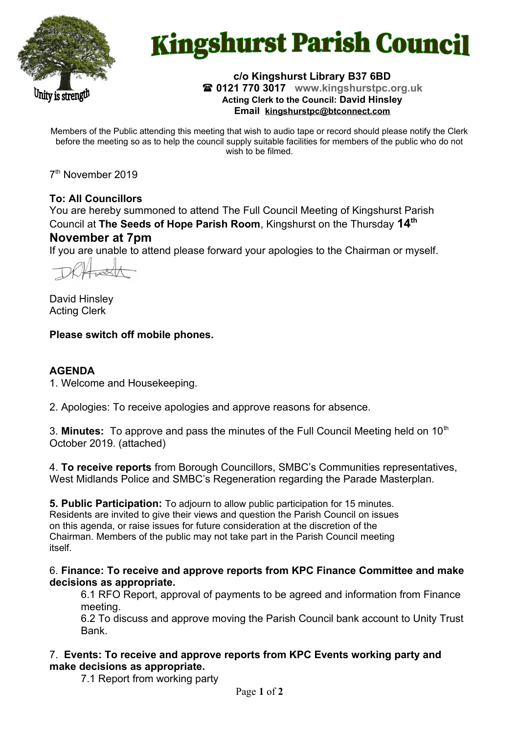# Kingshurst Parish Council

Unity is strength

**c/o Kingshurst Library B37 6BD**
**☎ 0121 770 3017** **www.kingshurstpc.org.uk**
**Acting Clerk to the Council: David Hinsley**
**Email kingshurstpc@btconnect.com**

Members of the Public attending this meeting that wish to audio tape or record should please notify the Clerk before the meeting so as to help the council supply suitable facilities for members of the public who do not wish to be filmed.

7th November 2019

**To: All Councillors**
You are hereby summoned to attend The Full Council Meeting of Kingshurst Parish Council at **The Seeds of Hope Parish Room**, Kingshurst on the Thursday **14th November at 7pm**
If you are unable to attend please forward your apologies to the Chairman or myself.

David Hinsley
Acting Clerk

**Please switch off mobile phones.**

**AGENDA**

1. Welcome and Housekeeping.

2. Apologies: To receive apologies and approve reasons for absence.

3. **Minutes:** To approve and pass the minutes of the Full Council Meeting held on 10th October 2019. (attached)

4. **To receive reports** from Borough Councillors, SMBC's Communities representatives, West Midlands Police and SMBC's Regeneration regarding the Parade Masterplan.

**5. Public Participation:** To adjourn to allow public participation for 15 minutes. Residents are invited to give their views and question the Parish Council on issues on this agenda, or raise issues for future consideration at the discretion of the Chairman. Members of the public may not take part in the Parish Council meeting itself.

6. **Finance: To receive and approve reports from KPC Finance Committee and make decisions as appropriate.**
   - 6.1 RFO Report, approval of payments to be agreed and information from Finance meeting.
   - 6.2 To discuss and approve moving the Parish Council bank account to Unity Trust Bank.

7. **Events: To receive and approve reports from KPC Events working party and make decisions as appropriate.**
   - 7.1 Report from working party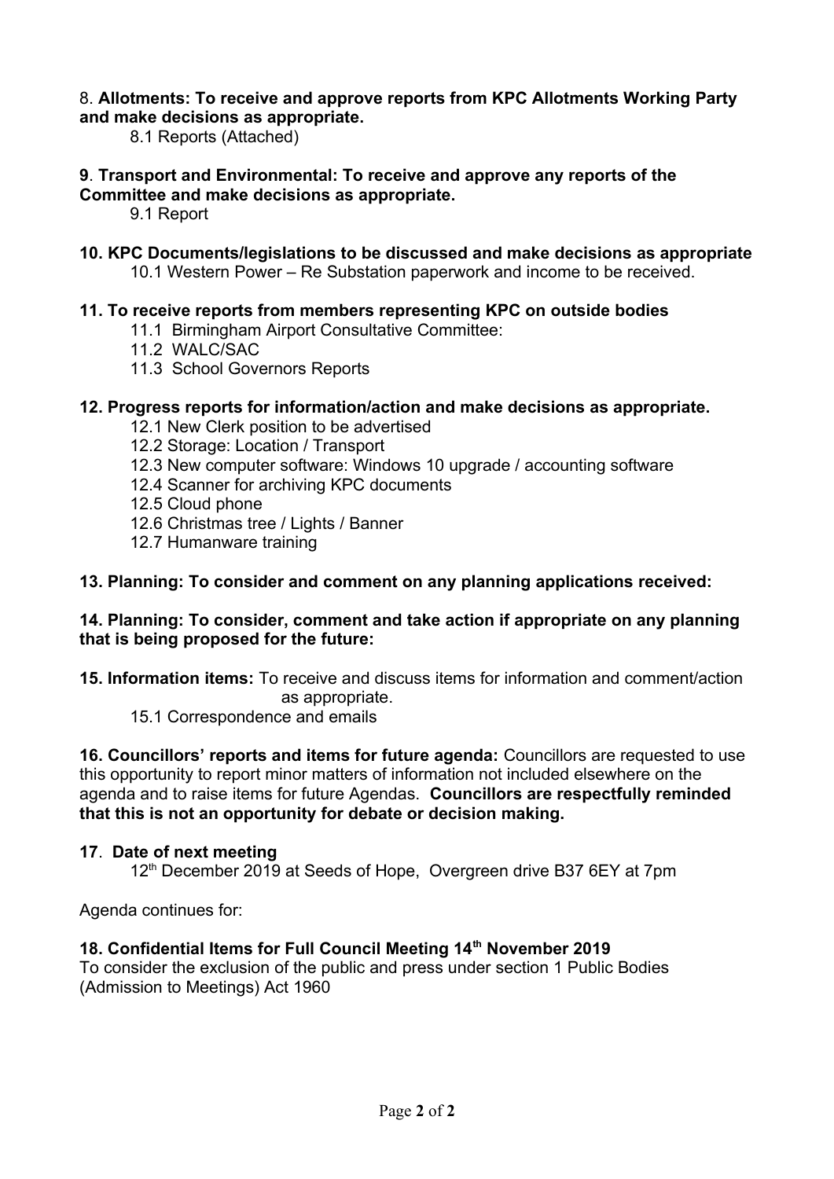8. **Allotments: To receive and approve reports from KPC Allotments Working Party and make decisions as appropriate.**

8.1 Reports (Attached)

**9**. **Transport and Environmental: To receive and approve any reports of the Committee and make decisions as appropriate.**

9.1 Report

**10. KPC Documents/legislations to be discussed and make decisions as appropriate**

10.1 Western Power – Re Substation paperwork and income to be received.

**11. To receive reports from members representing KPC on outside bodies**

11.1 Birmingham Airport Consultative Committee:

11.2 WALC/SAC

11.3 School Governors Reports

**12. Progress reports for information/action and make decisions as appropriate.**

12.1 New Clerk position to be advertised

12.2 Storage: Location / Transport

12.3 New computer software: Windows 10 upgrade / accounting software

12.4 Scanner for archiving KPC documents

12.5 Cloud phone

12.6 Christmas tree / Lights / Banner

12.7 Humanware training

**13. Planning: To consider and comment on any planning applications received:**

**14. Planning: To consider, comment and take action if appropriate on any planning that is being proposed for the future:**

**15. Information items:** To receive and discuss items for information and comment/action as appropriate.

15.1 Correspondence and emails

**16. Councillors' reports and items for future agenda:** Councillors are requested to use this opportunity to report minor matters of information not included elsewhere on the agenda and to raise items for future Agendas. **Councillors are respectfully reminded that this is not an opportunity for debate or decision making.**

**17**. **Date of next meeting**

12th December 2019 at Seeds of Hope, Overgreen drive B37 6EY at 7pm

Agenda continues for:

**18. Confidential Items for Full Council Meeting 14th November 2019**

To consider the exclusion of the public and press under section 1 Public Bodies (Admission to Meetings) Act 1960